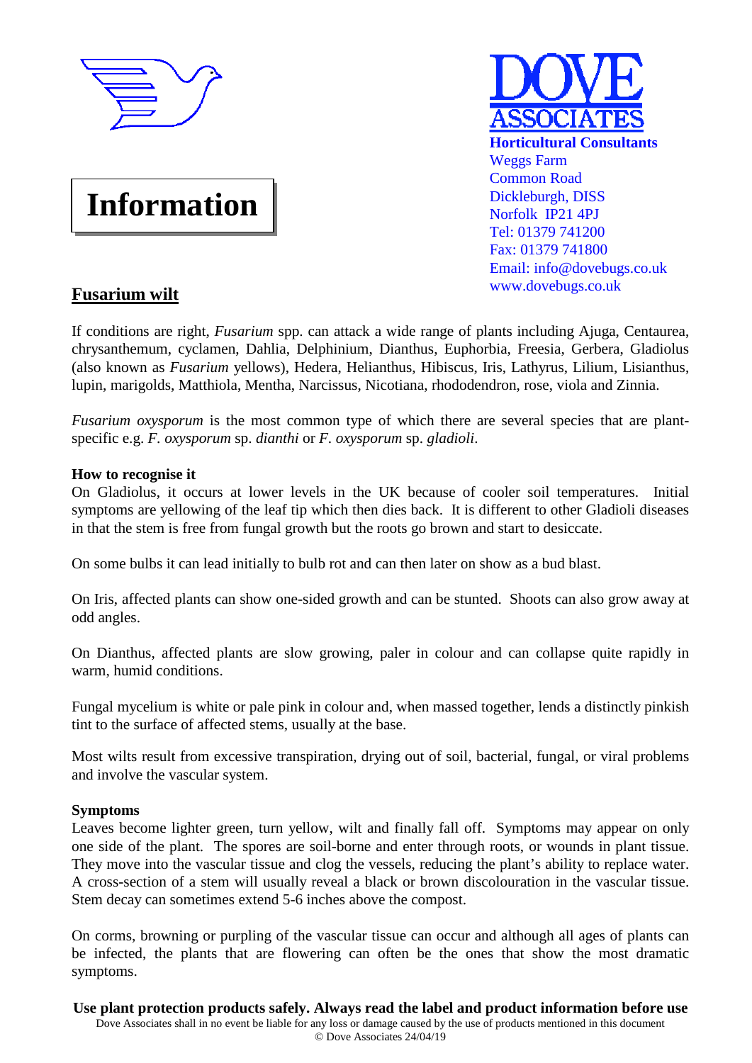DOVE ASSOCIATES

**Horticultural Consultants**
Weggs Farm
Common Road
Dickleburgh, DISS
Norfolk IP21 4PJ
Tel: 01379 741200
Fax: 01379 741800
Email: info@dovebugs.co.uk
www.dovebugs.co.uk

# Information

## Fusarium wilt

If conditions are right, *Fusarium* spp. can attack a wide range of plants including Ajuga, Centaurea, chrysanthemum, cyclamen, Dahlia, Delphinium, Dianthus, Euphorbia, Freesia, Gerbera, Gladiolus (also known as *Fusarium* yellows), Hedera, Helianthus, Hibiscus, Iris, Lathyrus, Lilium, Lisianthus, lupin, marigolds, Matthiola, Mentha, Narcissus, Nicotiana, rhododendron, rose, viola and Zinnia.

*Fusarium oxysporum* is the most common type of which there are several species that are plant-specific e.g. *F. oxysporum* sp. *dianthi* or *F. oxysporum* sp. *gladioli*.

**How to recognise it**
On Gladiolus, it occurs at lower levels in the UK because of cooler soil temperatures. Initial symptoms are yellowing of the leaf tip which then dies back. It is different to other Gladioli diseases in that the stem is free from fungal growth but the roots go brown and start to desiccate.

On some bulbs it can lead initially to bulb rot and can then later on show as a bud blast.

On Iris, affected plants can show one-sided growth and can be stunted. Shoots can also grow away at odd angles.

On Dianthus, affected plants are slow growing, paler in colour and can collapse quite rapidly in warm, humid conditions.

Fungal mycelium is white or pale pink in colour and, when massed together, lends a distinctly pinkish tint to the surface of affected stems, usually at the base.

Most wilts result from excessive transpiration, drying out of soil, bacterial, fungal, or viral problems and involve the vascular system.

**Symptoms**
Leaves become lighter green, turn yellow, wilt and finally fall off. Symptoms may appear on only one side of the plant. The spores are soil-borne and enter through roots, or wounds in plant tissue. They move into the vascular tissue and clog the vessels, reducing the plant's ability to replace water. A cross-section of a stem will usually reveal a black or brown discolouration in the vascular tissue. Stem decay can sometimes extend 5-6 inches above the compost.

On corms, browning or purpling of the vascular tissue can occur and although all ages of plants can be infected, the plants that are flowering can often be the ones that show the most dramatic symptoms.

**Use plant protection products safely. Always read the label and product information before use**
Dove Associates shall in no event be liable for any loss or damage caused by the use of products mentioned in this document
© Dove Associates 24/04/19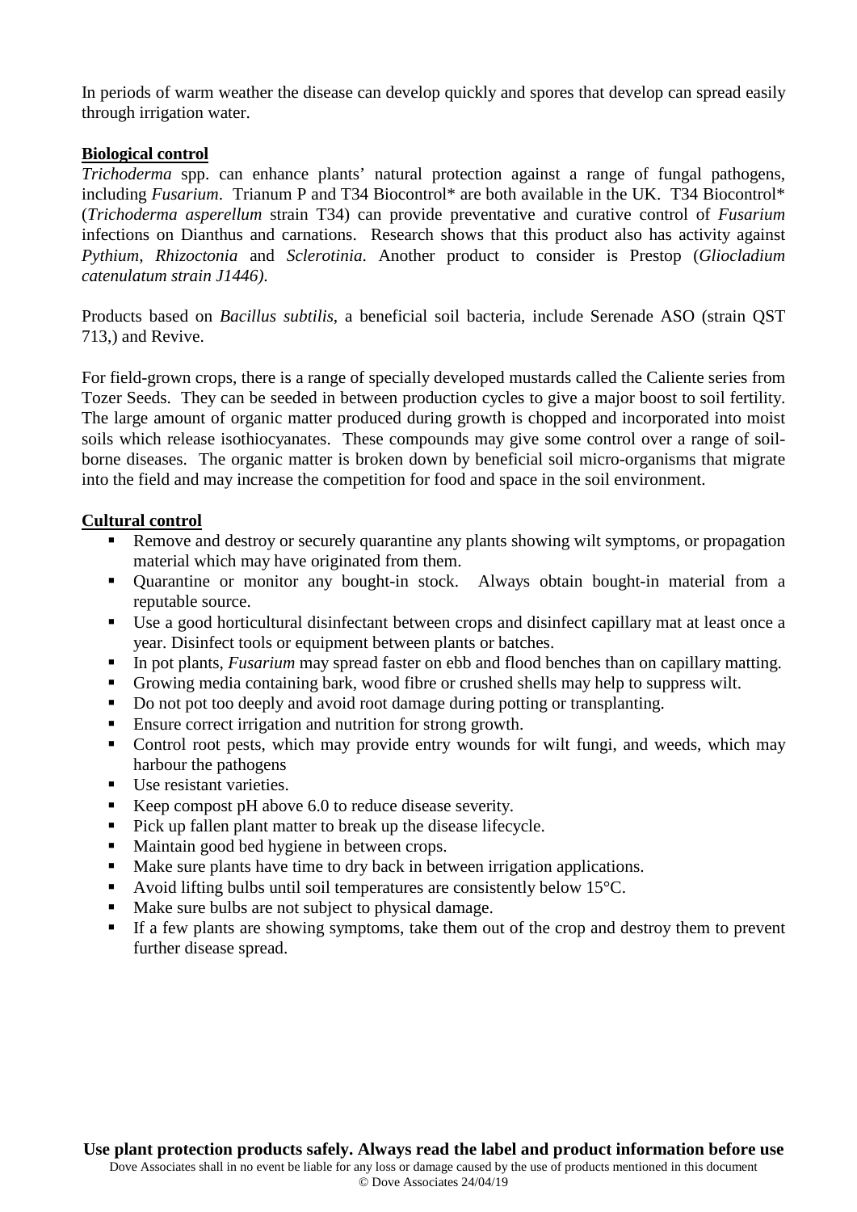In periods of warm weather the disease can develop quickly and spores that develop can spread easily through irrigation water.

**Biological control**

*Trichoderma* spp. can enhance plants' natural protection against a range of fungal pathogens, including *Fusarium*. Trianum P and T34 Biocontrol* are both available in the UK. T34 Biocontrol* (*Trichoderma asperellum* strain T34) can provide preventative and curative control of *Fusarium* infections on Dianthus and carnations. Research shows that this product also has activity against *Pythium*, *Rhizoctonia* and *Sclerotinia*. Another product to consider is Prestop (*Gliocladium catenulatum strain J1446)*.

Products based on *Bacillus subtilis*, a beneficial soil bacteria, include Serenade ASO (strain QST 713,) and Revive.

For field-grown crops, there is a range of specially developed mustards called the Caliente series from Tozer Seeds. They can be seeded in between production cycles to give a major boost to soil fertility. The large amount of organic matter produced during growth is chopped and incorporated into moist soils which release isothiocyanates. These compounds may give some control over a range of soil-borne diseases. The organic matter is broken down by beneficial soil micro-organisms that migrate into the field and may increase the competition for food and space in the soil environment.

**Cultural control**

- Remove and destroy or securely quarantine any plants showing wilt symptoms, or propagation material which may have originated from them.
- Quarantine or monitor any bought-in stock. Always obtain bought-in material from a reputable source.
- Use a good horticultural disinfectant between crops and disinfect capillary mat at least once a year. Disinfect tools or equipment between plants or batches.
- In pot plants, *Fusarium* may spread faster on ebb and flood benches than on capillary matting.
- Growing media containing bark, wood fibre or crushed shells may help to suppress wilt.
- Do not pot too deeply and avoid root damage during potting or transplanting.
- Ensure correct irrigation and nutrition for strong growth.
- Control root pests, which may provide entry wounds for wilt fungi, and weeds, which may harbour the pathogens
- Use resistant varieties.
- Keep compost pH above 6.0 to reduce disease severity.
- Pick up fallen plant matter to break up the disease lifecycle.
- Maintain good bed hygiene in between crops.
- Make sure plants have time to dry back in between irrigation applications.
- Avoid lifting bulbs until soil temperatures are consistently below 15°C.
- Make sure bulbs are not subject to physical damage.
- If a few plants are showing symptoms, take them out of the crop and destroy them to prevent further disease spread.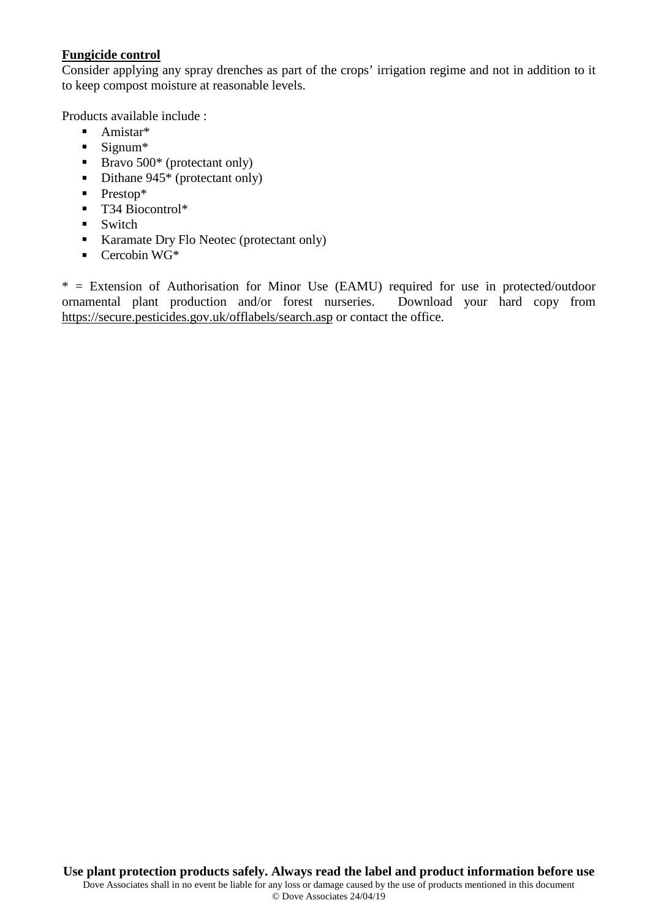**Fungicide control**

Consider applying any spray drenches as part of the crops' irrigation regime and not in addition to it to keep compost moisture at reasonable levels.

Products available include :

- Amistar*
- Signum*
- Bravo 500* (protectant only)
- Dithane 945* (protectant only)
- Prestop*
- T34 Biocontrol*
- Switch
- Karamate Dry Flo Neotec (protectant only)
- Cercobin WG*

* = Extension of Authorisation for Minor Use (EAMU) required for use in protected/outdoor ornamental plant production and/or forest nurseries. Download your hard copy from https://secure.pesticides.gov.uk/offlabels/search.asp or contact the office.

**Use plant protection products safely. Always read the label and product information before use**

Dove Associates shall in no event be liable for any loss or damage caused by the use of products mentioned in this document

© Dove Associates 24/04/19